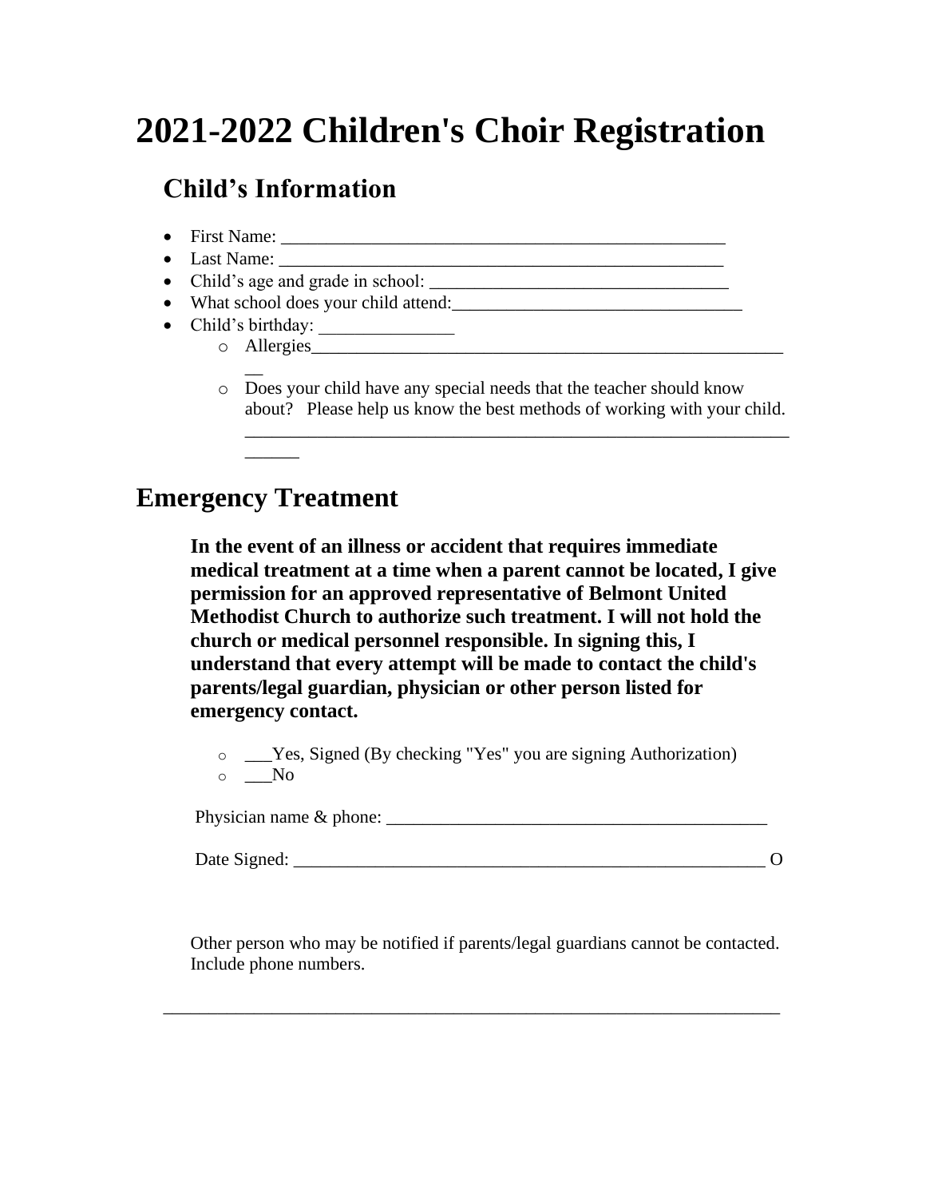# 2021-2022 Children's Choir Registration

## Child's Information

- First Name: ___________________________________________________
- Last Name: ___________________________________________________
- Child's age and grade in school: _________________________________
- What school does your child attend:________________________________
- Child's birthday: _______________
    - Allergies________________________________________________________
    - Does your child have any special needs that the teacher should know about? Please help us know the best methods of working with your child. ______________________________________________________________________

## Emergency Treatment

**In the event of an illness or accident that requires immediate medical treatment at a time when a parent cannot be located, I give permission for an approved representative of Belmont United Methodist Church to authorize such treatment. I will not hold the church or medical personnel responsible. In signing this, I understand that every attempt will be made to contact the child's parents/legal guardian, physician or other person listed for emergency contact.**

- ___Yes, Signed (By checking "Yes" you are signing Authorization)
- ___No

Physician name & phone: ___________________________________________

Date Signed: ______________________________________________________ O

Other person who may be notified if parents/legal guardians cannot be contacted. Include phone numbers.

______________________________________________________________________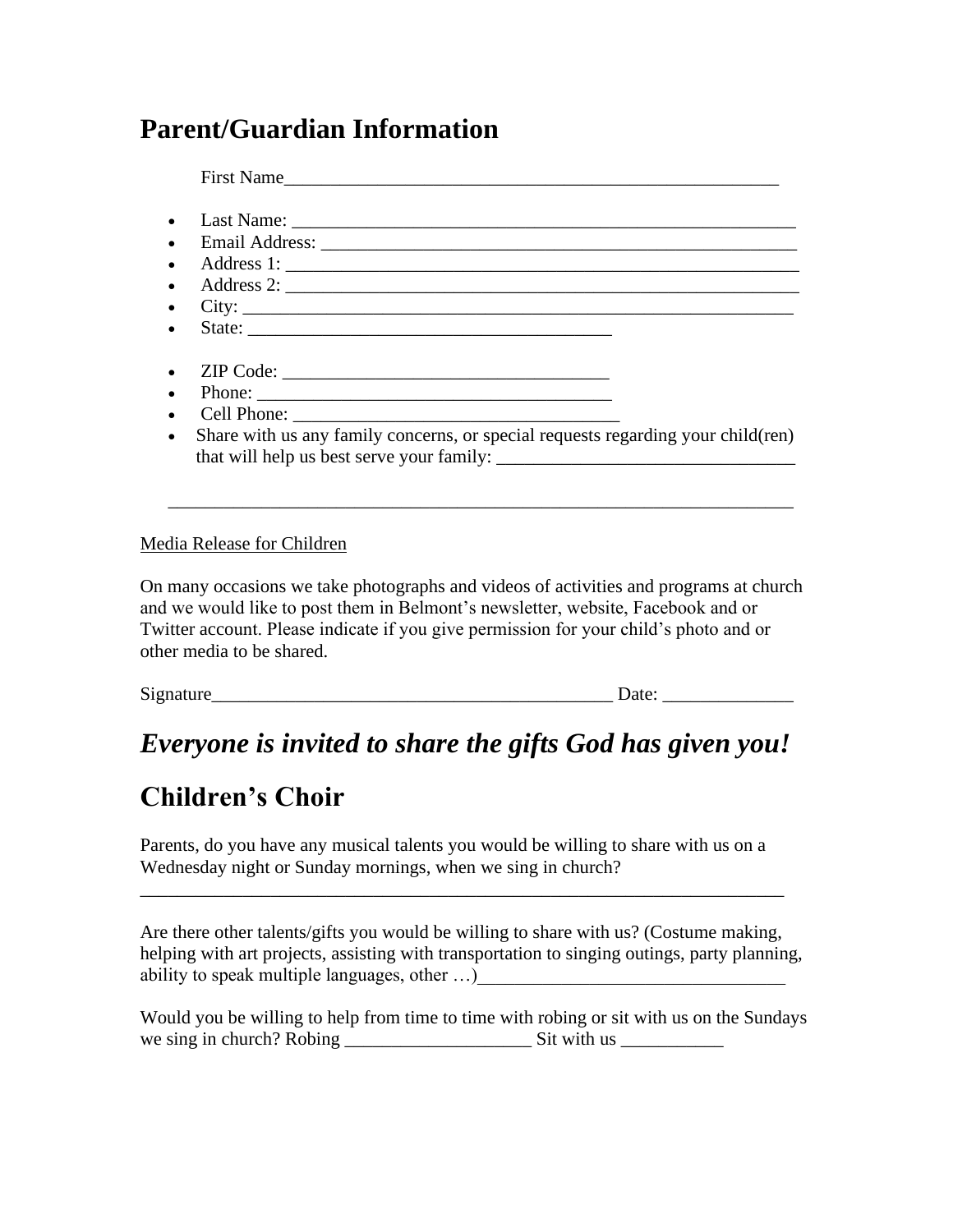# Parent/Guardian Information

First Name_______________________________________________________

- Last Name: _______________________________________________________
- Email Address: ___________________________________________________
- Address 1: _______________________________________________________
- Address 2: _______________________________________________________
- City: ___________________________________________________________
- State: _________________________________________

- ZIP Code: _____________________________________
- Phone: _________________________________________
- Cell Phone: ______________________________________
- Share with us any family concerns, or special requests regarding your child(ren) that will help us best serve your family: ________________________________

______________________________________________________________________

Media Release for Children

On many occasions we take photographs and videos of activities and programs at church and we would like to post them in Belmont's newsletter, website, Facebook and or Twitter account. Please indicate if you give permission for your child's photo and or other media to be shared.

Signature____________________________________________ Date: ______________

## *Everyone is invited to share the gifts God has given you!*

# Children's Choir

Parents, do you have any musical talents you would be willing to share with us on a Wednesday night or Sunday mornings, when we sing in church?
________________________________________________________________________

Are there other talents/gifts you would be willing to share with us? (Costume making, helping with art projects, assisting with transportation to singing outings, party planning, ability to speak multiple languages, other …)_________________________________

Would you be willing to help from time to time with robing or sit with us on the Sundays we sing in church? Robing ____________________ Sit with us ___________